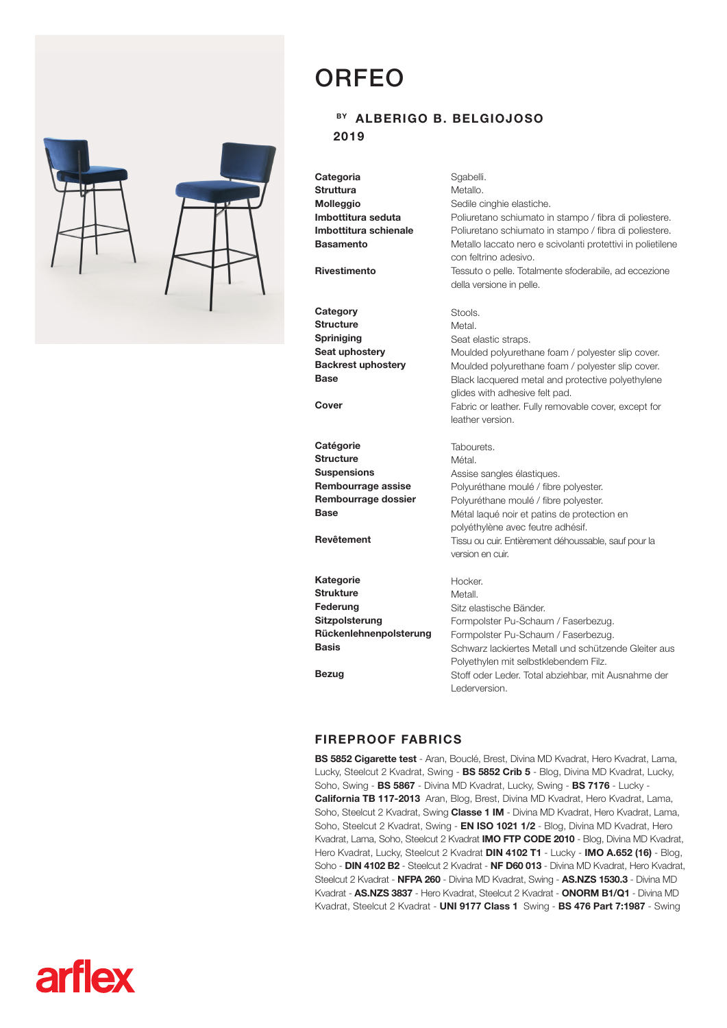# ORFEO

**BY ALBERIGO B. BELGIOJOSO**
**2019**

| | |
|---|---|
| **Categoria** | Sgabelli. |
| **Struttura** | Metallo. |
| **Molleggio** | Sedile cinghie elastiche. |
| **Imbottitura seduta** | Poliuretano schiumato in stampo / fibra di poliestere. |
| **Imbottitura schienale** | Poliuretano schiumato in stampo / fibra di poliestere. |
| **Basamento** | Metallo laccato nero e scivolanti protettivi in polietilene con feltrino adesivo. |
| **Rivestimento** | Tessuto o pelle. Totalmente sfoderabile, ad eccezione della versione in pelle. |

| | |
|---|---|
| **Category** | Stools. |
| **Structure** | Metal. |
| **Spriniging** | Seat elastic straps. |
| **Seat uphostery** | Moulded polyurethane foam / polyester slip cover. |
| **Backrest uphostery** | Moulded polyurethane foam / polyester slip cover. |
| **Base** | Black lacquered metal and protective polyethylene glides with adhesive felt pad. |
| **Cover** | Fabric or leather. Fully removable cover, except for leather version. |

| | |
|---|---|
| **Catégorie** | Tabourets. |
| **Structure** | Métal. |
| **Suspensions** | Assise sangles élastiques. |
| **Rembourrage assise** | Polyuréthane moulé / fibre polyester. |
| **Rembourrage dossier** | Polyuréthane moulé / fibre polyester. |
| **Base** | Métal laqué noir et patins de protection en polyéthylène avec feutre adhésif. |
| **Revêtement** | Tissu ou cuir. Entièrement déhoussable, sauf pour la version en cuir. |

| | |
|---|---|
| **Kategorie** | Hocker. |
| **Strukture** | Metall. |
| **Federung** | Sitz elastische Bänder. |
| **Sitzpolsterung** | Formpolster Pu-Schaum / Faserbezug. |
| **Rückenlehnenpolsterung** | Formpolster Pu-Schaum / Faserbezug. |
| **Basis** | Schwarz lackiertes Metall und schützende Gleiter aus Polyethylen mit selbstklebendem Filz. |
| **Bezug** | Stoff oder Leder. Total abziehbar, mit Ausnahme der Lederversion. |

## FIREPROOF FABRICS

**BS 5852 Cigarette test** - Aran, Bouclé, Brest, Divina MD Kvadrat, Hero Kvadrat, Lama, Lucky, Steelcut 2 Kvadrat, Swing - **BS 5852 Crib 5** - Blog, Divina MD Kvadrat, Lucky, Soho, Swing - **BS 5867** - Divina MD Kvadrat, Lucky, Swing - **BS 7176** - Lucky - **California TB 117-2013** Aran, Blog, Brest, Divina MD Kvadrat, Hero Kvadrat, Lama, Soho, Steelcut 2 Kvadrat, Swing **Classe 1 IM** - Divina MD Kvadrat, Hero Kvadrat, Lama, Soho, Steelcut 2 Kvadrat, Swing - **EN ISO 1021 1/2** - Blog, Divina MD Kvadrat, Hero Kvadrat, Lama, Soho, Steelcut 2 Kvadrat **IMO FTP CODE 2010** - Blog, Divina MD Kvadrat, Hero Kvadrat, Lucky, Steelcut 2 Kvadrat **DIN 4102 T1** - Lucky - **IMO A.652 (16)** - Blog, Soho - **DIN 4102 B2** - Steelcut 2 Kvadrat - **NF D60 013** - Divina MD Kvadrat, Hero Kvadrat, Steelcut 2 Kvadrat - **NFPA 260** - Divina MD Kvadrat, Swing - **AS.NZS 1530.3** - Divina MD Kvadrat - **AS.NZS 3837** - Hero Kvadrat, Steelcut 2 Kvadrat - **ONORM B1/Q1** - Divina MD Kvadrat, Steelcut 2 Kvadrat - **UNI 9177 Class 1** Swing - **BS 476 Part 7:1987** - Swing

arflex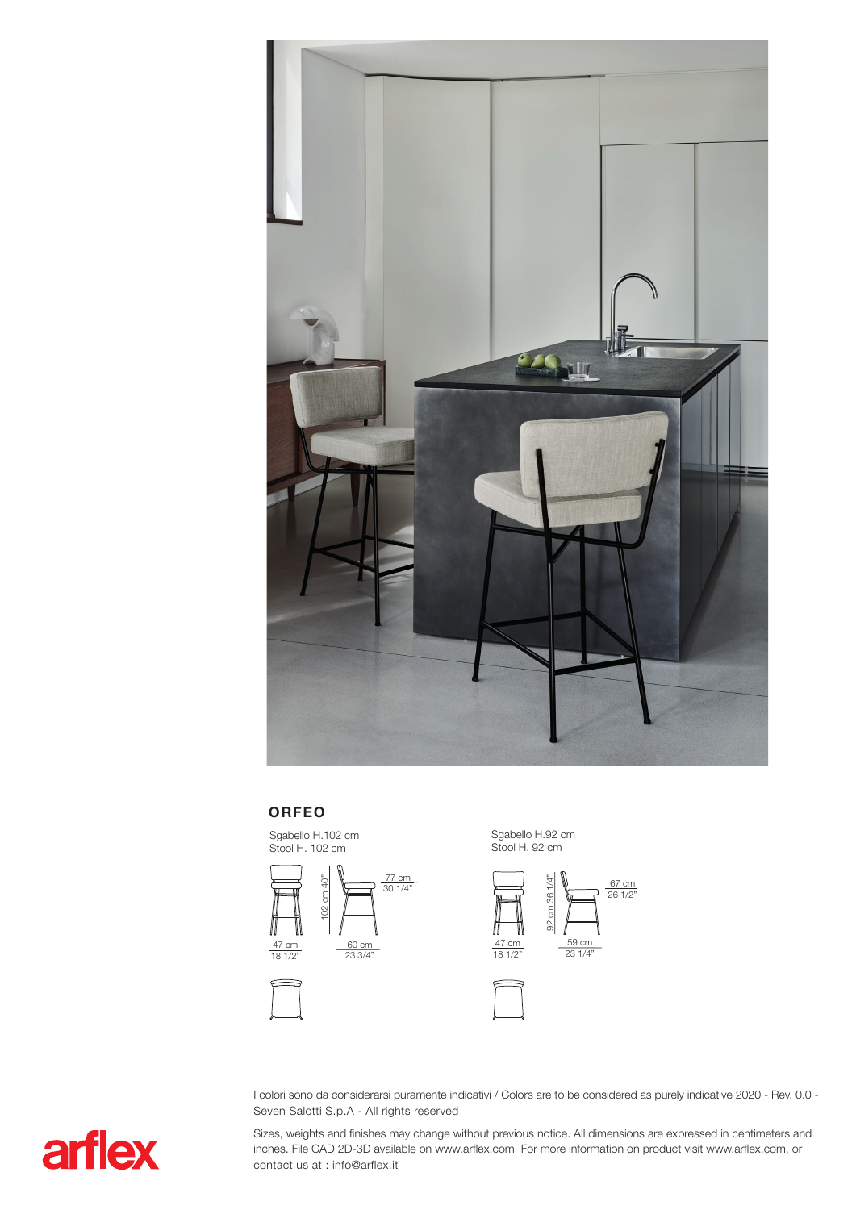## ORFEO

Sgabello H.102 cm
Stool H. 102 cm

102 cm 40"

77 cm
30 1/4"

47 cm
18 1/2"

60 cm
23 3/4"

Sgabello H.92 cm
Stool H. 92 cm

92 cm 36 1/4"

67 cm
26 1/2"

47 cm
18 1/2"

59 cm
23 1/4"

I colori sono da considerarsi puramente indicativi / Colors are to be considered as purely indicative 2020 - Rev. 0.0 - Seven Salotti S.p.A - All rights reserved

Sizes, weights and finishes may change without previous notice. All dimensions are expressed in centimeters and inches. File CAD 2D-3D available on www.arflex.com For more information on product visit www.arflex.com, or contact us at : info@arflex.it

arflex